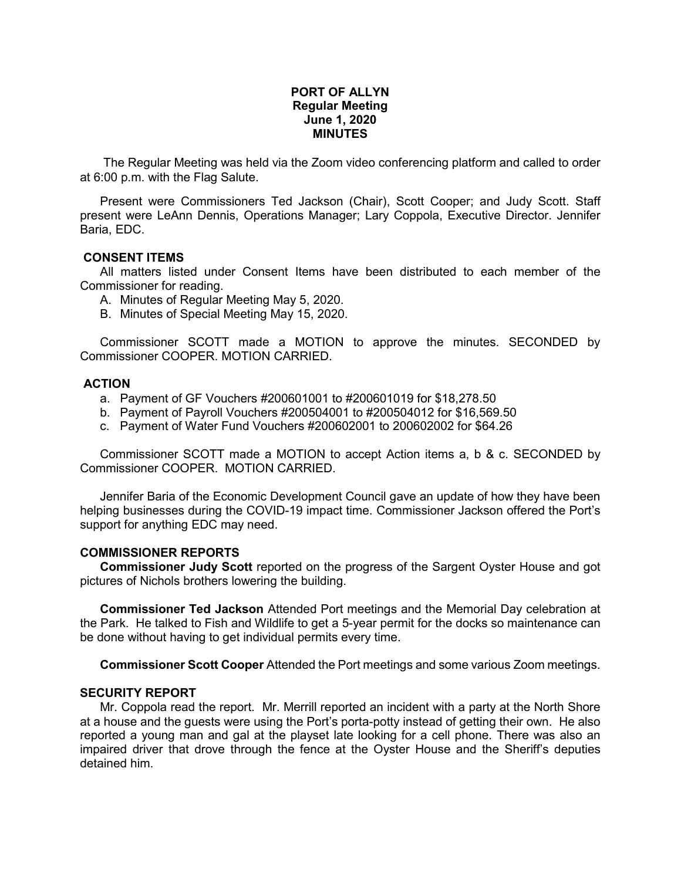# PORT OF ALLYN
## Regular Meeting
## June 1, 2020
## MINUTES

The Regular Meeting was held via the Zoom video conferencing platform and called to order at 6:00 p.m. with the Flag Salute.

Present were Commissioners Ted Jackson (Chair), Scott Cooper; and Judy Scott. Staff present were LeAnn Dennis, Operations Manager; Lary Coppola, Executive Director. Jennifer Baria, EDC.

### CONSENT ITEMS

All matters listed under Consent Items have been distributed to each member of the Commissioner for reading.

A. Minutes of Regular Meeting May 5, 2020.
B. Minutes of Special Meeting May 15, 2020.

Commissioner SCOTT made a MOTION to approve the minutes. SECONDED by Commissioner COOPER. MOTION CARRIED.

### ACTION

a. Payment of GF Vouchers #200601001 to #200601019 for $18,278.50
b. Payment of Payroll Vouchers #200504001 to #200504012 for $16,569.50
c. Payment of Water Fund Vouchers #200602001 to 200602002 for $64.26

Commissioner SCOTT made a MOTION to accept Action items a, b & c. SECONDED by Commissioner COOPER. MOTION CARRIED.

Jennifer Baria of the Economic Development Council gave an update of how they have been helping businesses during the COVID-19 impact time. Commissioner Jackson offered the Port's support for anything EDC may need.

### COMMISSIONER REPORTS

**Commissioner Judy Scott** reported on the progress of the Sargent Oyster House and got pictures of Nichols brothers lowering the building.

**Commissioner Ted Jackson** Attended Port meetings and the Memorial Day celebration at the Park. He talked to Fish and Wildlife to get a 5-year permit for the docks so maintenance can be done without having to get individual permits every time.

**Commissioner Scott Cooper** Attended the Port meetings and some various Zoom meetings.

### SECURITY REPORT

Mr. Coppola read the report. Mr. Merrill reported an incident with a party at the North Shore at a house and the guests were using the Port's porta-potty instead of getting their own. He also reported a young man and gal at the playset late looking for a cell phone. There was also an impaired driver that drove through the fence at the Oyster House and the Sheriff's deputies detained him.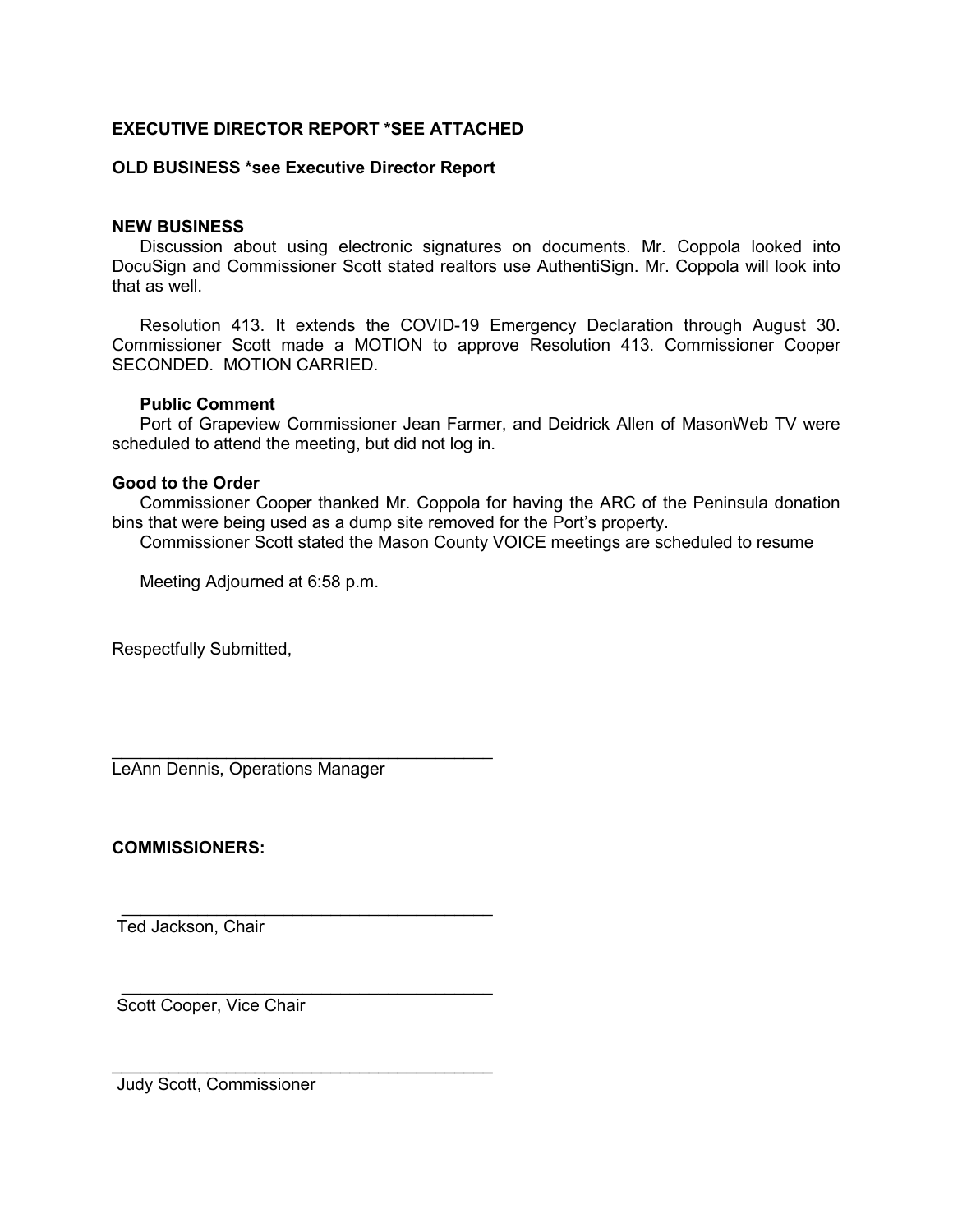**EXECUTIVE DIRECTOR REPORT *SEE ATTACHED**

**OLD BUSINESS *see Executive Director Report**

**NEW BUSINESS**

Discussion about using electronic signatures on documents. Mr. Coppola looked into DocuSign and Commissioner Scott stated realtors use AuthentiSign. Mr. Coppola will look into that as well.

Resolution 413. It extends the COVID-19 Emergency Declaration through August 30. Commissioner Scott made a MOTION to approve Resolution 413. Commissioner Cooper SECONDED. MOTION CARRIED.

**Public Comment**

Port of Grapeview Commissioner Jean Farmer, and Deidrick Allen of MasonWeb TV were scheduled to attend the meeting, but did not log in.

**Good to the Order**

Commissioner Cooper thanked Mr. Coppola for having the ARC of the Peninsula donation bins that were being used as a dump site removed for the Port's property.

Commissioner Scott stated the Mason County VOICE meetings are scheduled to resume

Meeting Adjourned at 6:58 p.m.

Respectfully Submitted,

\_\_\_\_\_\_\_\_\_\_\_\_\_\_\_\_\_\_\_\_\_\_\_\_\_\_\_\_\_\_\_\_\_\_\_\_\_\_\_\_

LeAnn Dennis, Operations Manager

**COMMISSIONERS:**

\_\_\_\_\_\_\_\_\_\_\_\_\_\_\_\_\_\_\_\_\_\_\_\_\_\_\_\_\_\_\_\_\_\_\_\_\_\_\_\_

Ted Jackson, Chair

\_\_\_\_\_\_\_\_\_\_\_\_\_\_\_\_\_\_\_\_\_\_\_\_\_\_\_\_\_\_\_\_\_\_\_\_\_\_\_\_

Scott Cooper, Vice Chair

\_\_\_\_\_\_\_\_\_\_\_\_\_\_\_\_\_\_\_\_\_\_\_\_\_\_\_\_\_\_\_\_\_\_\_\_\_\_\_\_

Judy Scott, Commissioner